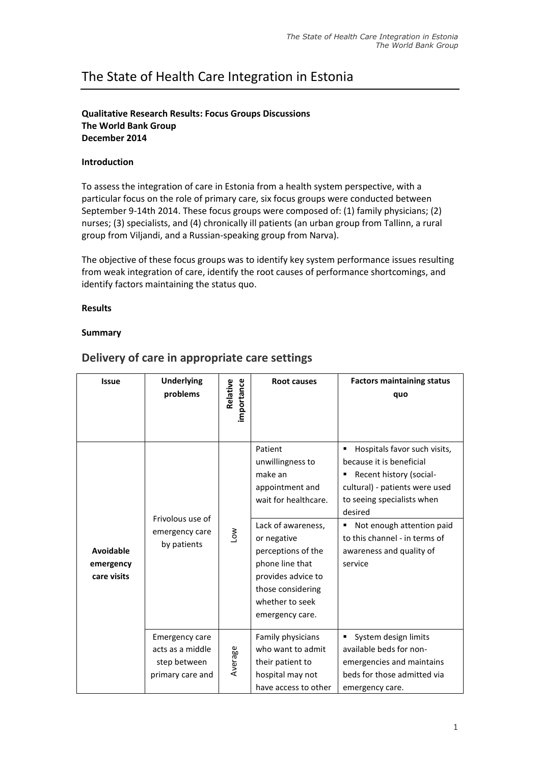# The State of Health Care Integration in Estonia

**Qualitative Research Results: Focus Groups Discussions**
**The World Bank Group**
**December 2014**

**Introduction**

To assess the integration of care in Estonia from a health system perspective, with a particular focus on the role of primary care, six focus groups were conducted between September 9-14th 2014. These focus groups were composed of: (1) family physicians; (2) nurses; (3) specialists, and (4) chronically ill patients (an urban group from Tallinn, a rural group from Viljandi, and a Russian-speaking group from Narva).

The objective of these focus groups was to identify key system performance issues resulting from weak integration of care, identify the root causes of performance shortcomings, and identify factors maintaining the status quo.

**Results**

**Summary**

## Delivery of care in appropriate care settings

| Issue | Underlying problems | Relative importance | Root causes | Factors maintaining status quo |
|---|---|---|---|---|
| **Avoidable emergency care visits** | Frivolous use of emergency care by patients | Low | Patient unwillingness to make an appointment and wait for healthcare. | ▪ Hospitals favor such visits, because it is beneficial ▪ Recent history (social-cultural) - patients were used to seeing specialists when desired |
| | | | Lack of awareness, or negative perceptions of the phone line that provides advice to those considering whether to seek emergency care. | ▪ Not enough attention paid to this channel - in terms of awareness and quality of service |
| | Emergency care acts as a middle step between primary care and | Average | Family physicians who want to admit their patient to hospital may not have access to other | ▪ System design limits available beds for non-emergencies and maintains beds for those admitted via emergency care. |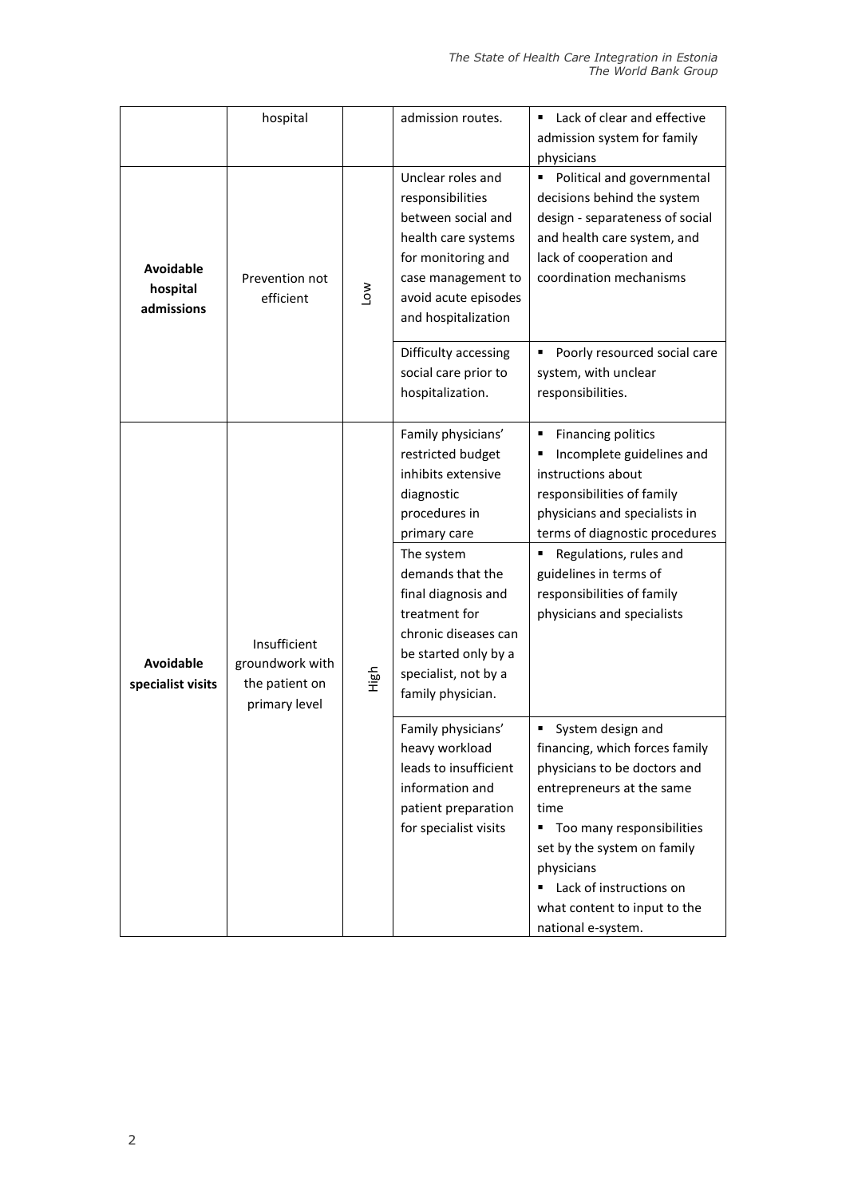| | | | | |
|---|---|---|---|---|
| | hospital | | admission routes. | ▪ Lack of clear and effective admission system for family physicians |
| **Avoidable hospital admissions** | Prevention not efficient | Low | Unclear roles and responsibilities between social and health care systems for monitoring and case management to avoid acute episodes and hospitalization | ▪ Political and governmental decisions behind the system design - separateness of social and health care system, and lack of cooperation and coordination mechanisms |
| | | | Difficulty accessing social care prior to hospitalization. | ▪ Poorly resourced social care system, with unclear responsibilities. |
| **Avoidable specialist visits** | Insufficient groundwork with the patient on primary level | High | Family physicians' restricted budget inhibits extensive diagnostic procedures in primary care | ▪ Financing politics ▪ Incomplete guidelines and instructions about responsibilities of family physicians and specialists in terms of diagnostic procedures |
| | | | The system demands that the final diagnosis and treatment for chronic diseases can be started only by a specialist, not by a family physician. | ▪ Regulations, rules and guidelines in terms of responsibilities of family physicians and specialists |
| | | | Family physicians' heavy workload leads to insufficient information and patient preparation for specialist visits | ▪ System design and financing, which forces family physicians to be doctors and entrepreneurs at the same time ▪ Too many responsibilities set by the system on family physicians ▪ Lack of instructions on what content to input to the national e-system. |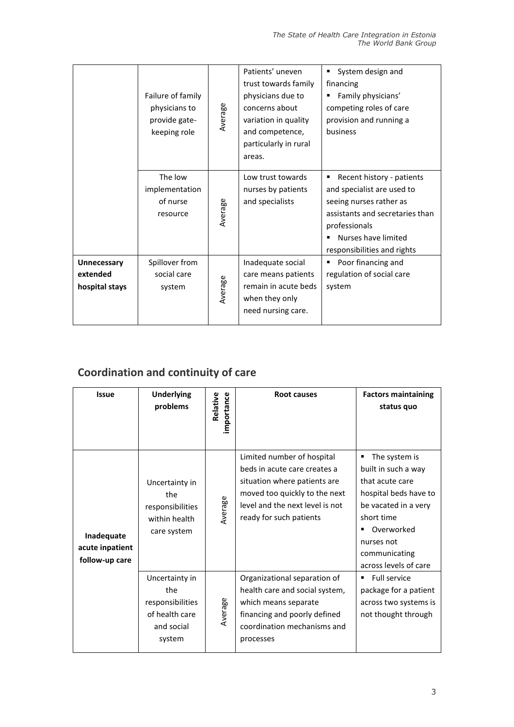| | | | | |
|---|---|---|---|---|
| | Failure of family physicians to provide gate-keeping role | Average | Patients' uneven trust towards family physicians due to concerns about variation in quality and competence, particularly in rural areas. | ▪ System design and financing<br>▪ Family physicians' competing roles of care provision and running a business |
| | The low implementation of nurse resource | Average | Low trust towards nurses by patients and specialists | ▪ Recent history - patients and specialist are used to seeing nurses rather as assistants and secretaries than professionals<br>▪ Nurses have limited responsibilities and rights |
| **Unnecessary extended hospital stays** | Spillover from social care system | Average | Inadequate social care means patients remain in acute beds when they only need nursing care. | ▪ Poor financing and regulation of social care system |

## Coordination and continuity of care

| Issue | Underlying problems | Relative importance | Root causes | Factors maintaining status quo |
|---|---|---|---|---|
| **Inadequate acute inpatient follow-up care** | Uncertainty in the responsibilities within health care system | Average | Limited number of hospital beds in acute care creates a situation where patients are moved too quickly to the next level and the next level is not ready for such patients | ▪ The system is built in such a way that acute care hospital beds have to be vacated in a very short time<br>▪ Overworked nurses not communicating across levels of care |
| | Uncertainty in the responsibilities of health care and social system | Average | Organizational separation of health care and social system, which means separate financing and poorly defined coordination mechanisms and processes | ▪ Full service package for a patient across two systems is not thought through |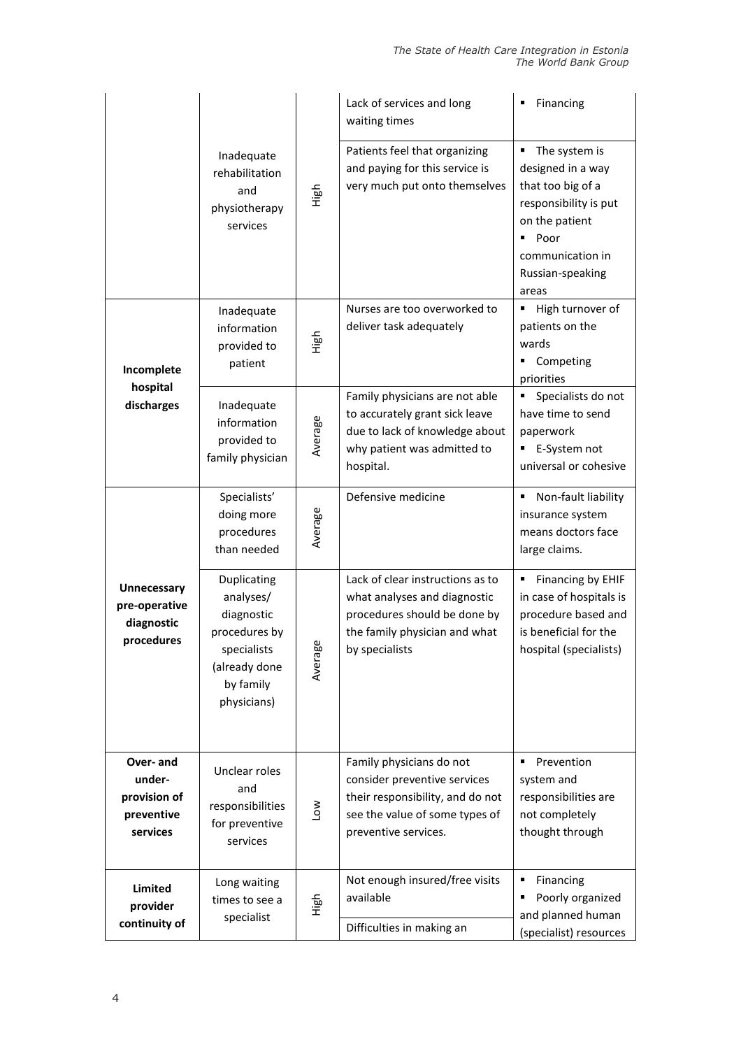| | | | | |
|---|---|---|---|---|
| | Inadequate rehabilitation and physiotherapy services | High | Lack of services and long waiting times | ▪ Financing |
| | | | Patients feel that organizing and paying for this service is very much put onto themselves | ▪ The system is designed in a way that too big of a responsibility is put on the patient<br>▪ Poor communication in Russian-speaking areas |
| **Incomplete hospital discharges** | Inadequate information provided to patient | High | Nurses are too overworked to deliver task adequately | ▪ High turnover of patients on the wards<br>▪ Competing priorities |
| | Inadequate information provided to family physician | Average | Family physicians are not able to accurately grant sick leave due to lack of knowledge about why patient was admitted to hospital. | ▪ Specialists do not have time to send paperwork<br>▪ E-System not universal or cohesive |
| **Unnecessary pre-operative diagnostic procedures** | Specialists' doing more procedures than needed | Average | Defensive medicine | ▪ Non-fault liability insurance system means doctors face large claims. |
| | Duplicating analyses/ diagnostic procedures by specialists (already done by family physicians) | Average | Lack of clear instructions as to what analyses and diagnostic procedures should be done by the family physician and what by specialists | ▪ Financing by EHIF in case of hospitals is procedure based and is beneficial for the hospital (specialists) |
| **Over- and under-provision of preventive services** | Unclear roles and responsibilities for preventive services | Low | Family physicians do not consider preventive services their responsibility, and do not see the value of some types of preventive services. | ▪ Prevention system and responsibilities are not completely thought through |
| **Limited provider continuity of** | Long waiting times to see a specialist | High | Not enough insured/free visits available | ▪ Financing<br>▪ Poorly organized and planned human (specialist) resources |
| | | | Difficulties in making an | |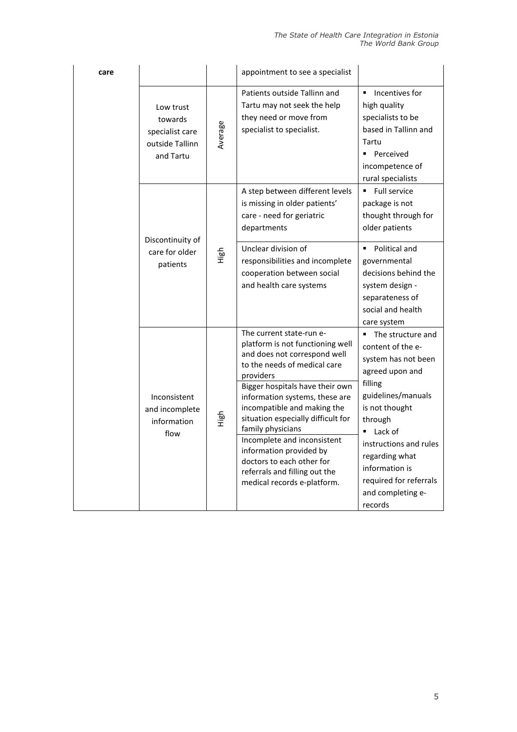| | | | | |
|---|---|---|---|---|
| **care** | | | appointment to see a specialist | |
| | Low trust towards specialist care outside Tallinn and Tartu | Average | Patients outside Tallinn and Tartu may not seek the help they need or move from specialist to specialist. | ▪ Incentives for high quality specialists to be based in Tallinn and Tartu<br>▪ Perceived incompetence of rural specialists |
| | Discontinuity of care for older patients | High | A step between different levels is missing in older patients' care - need for geriatric departments | ▪ Full service package is not thought through for older patients |
| | | | Unclear division of responsibilities and incomplete cooperation between social and health care systems | ▪ Political and governmental decisions behind the system design - separateness of social and health care system |
| | Inconsistent and incomplete information flow | High | The current state-run e-platform is not functioning well and does not correspond well to the needs of medical care providers<br>Bigger hospitals have their own information systems, these are incompatible and making the situation especially difficult for family physicians<br>Incomplete and inconsistent information provided by doctors to each other for referrals and filling out the medical records e-platform. | ▪ The structure and content of the e-system has not been agreed upon and filling guidelines/manuals is not thought through<br>▪ Lack of instructions and rules regarding what information is required for referrals and completing e-records |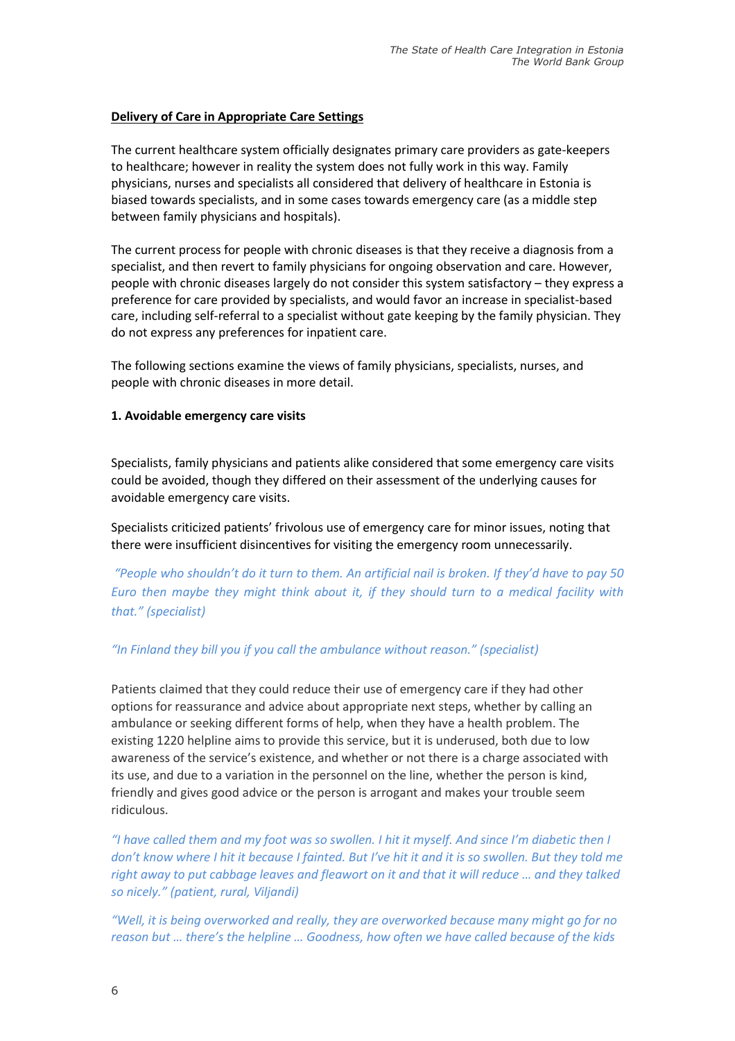**Delivery of Care in Appropriate Care Settings**

The current healthcare system officially designates primary care providers as gate-keepers to healthcare; however in reality the system does not fully work in this way. Family physicians, nurses and specialists all considered that delivery of healthcare in Estonia is biased towards specialists, and in some cases towards emergency care (as a middle step between family physicians and hospitals).

The current process for people with chronic diseases is that they receive a diagnosis from a specialist, and then revert to family physicians for ongoing observation and care. However, people with chronic diseases largely do not consider this system satisfactory – they express a preference for care provided by specialists, and would favor an increase in specialist-based care, including self-referral to a specialist without gate keeping by the family physician. They do not express any preferences for inpatient care.

The following sections examine the views of family physicians, specialists, nurses, and people with chronic diseases in more detail.

**1. Avoidable emergency care visits**

Specialists, family physicians and patients alike considered that some emergency care visits could be avoided, though they differed on their assessment of the underlying causes for avoidable emergency care visits.

Specialists criticized patients' frivolous use of emergency care for minor issues, noting that there were insufficient disincentives for visiting the emergency room unnecessarily.

*"People who shouldn't do it turn to them. An artificial nail is broken. If they'd have to pay 50 Euro then maybe they might think about it, if they should turn to a medical facility with that." (specialist)*

*"In Finland they bill you if you call the ambulance without reason." (specialist)*

Patients claimed that they could reduce their use of emergency care if they had other options for reassurance and advice about appropriate next steps, whether by calling an ambulance or seeking different forms of help, when they have a health problem. The existing 1220 helpline aims to provide this service, but it is underused, both due to low awareness of the service's existence, and whether or not there is a charge associated with its use, and due to a variation in the personnel on the line, whether the person is kind, friendly and gives good advice or the person is arrogant and makes your trouble seem ridiculous.

*"I have called them and my foot was so swollen. I hit it myself. And since I'm diabetic then I don't know where I hit it because I fainted. But I've hit it and it is so swollen. But they told me right away to put cabbage leaves and fleawort on it and that it will reduce … and they talked so nicely." (patient, rural, Viljandi)*

*"Well, it is being overworked and really, they are overworked because many might go for no reason but … there's the helpline … Goodness, how often we have called because of the kids*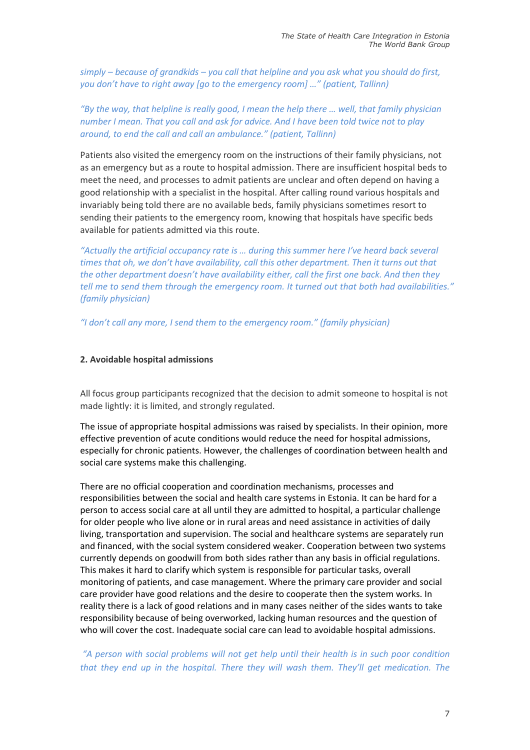*simply – because of grandkids – you call that helpline and you ask what you should do first, you don't have to right away [go to the emergency room] …" (patient, Tallinn)*

*"By the way, that helpline is really good, I mean the help there … well, that family physician number I mean. That you call and ask for advice. And I have been told twice not to play around, to end the call and call an ambulance." (patient, Tallinn)*

Patients also visited the emergency room on the instructions of their family physicians, not as an emergency but as a route to hospital admission. There are insufficient hospital beds to meet the need, and processes to admit patients are unclear and often depend on having a good relationship with a specialist in the hospital. After calling round various hospitals and invariably being told there are no available beds, family physicians sometimes resort to sending their patients to the emergency room, knowing that hospitals have specific beds available for patients admitted via this route.

*"Actually the artificial occupancy rate is … during this summer here I've heard back several times that oh, we don't have availability, call this other department. Then it turns out that the other department doesn't have availability either, call the first one back. And then they tell me to send them through the emergency room. It turned out that both had availabilities." (family physician)*

*"I don't call any more, I send them to the emergency room." (family physician)*

**2. Avoidable hospital admissions**

All focus group participants recognized that the decision to admit someone to hospital is not made lightly: it is limited, and strongly regulated.

The issue of appropriate hospital admissions was raised by specialists. In their opinion, more effective prevention of acute conditions would reduce the need for hospital admissions, especially for chronic patients. However, the challenges of coordination between health and social care systems make this challenging.

There are no official cooperation and coordination mechanisms, processes and responsibilities between the social and health care systems in Estonia. It can be hard for a person to access social care at all until they are admitted to hospital, a particular challenge for older people who live alone or in rural areas and need assistance in activities of daily living, transportation and supervision. The social and healthcare systems are separately run and financed, with the social system considered weaker. Cooperation between two systems currently depends on goodwill from both sides rather than any basis in official regulations. This makes it hard to clarify which system is responsible for particular tasks, overall monitoring of patients, and case management. Where the primary care provider and social care provider have good relations and the desire to cooperate then the system works. In reality there is a lack of good relations and in many cases neither of the sides wants to take responsibility because of being overworked, lacking human resources and the question of who will cover the cost. Inadequate social care can lead to avoidable hospital admissions.

*"A person with social problems will not get help until their health is in such poor condition that they end up in the hospital. There they will wash them. They'll get medication. The*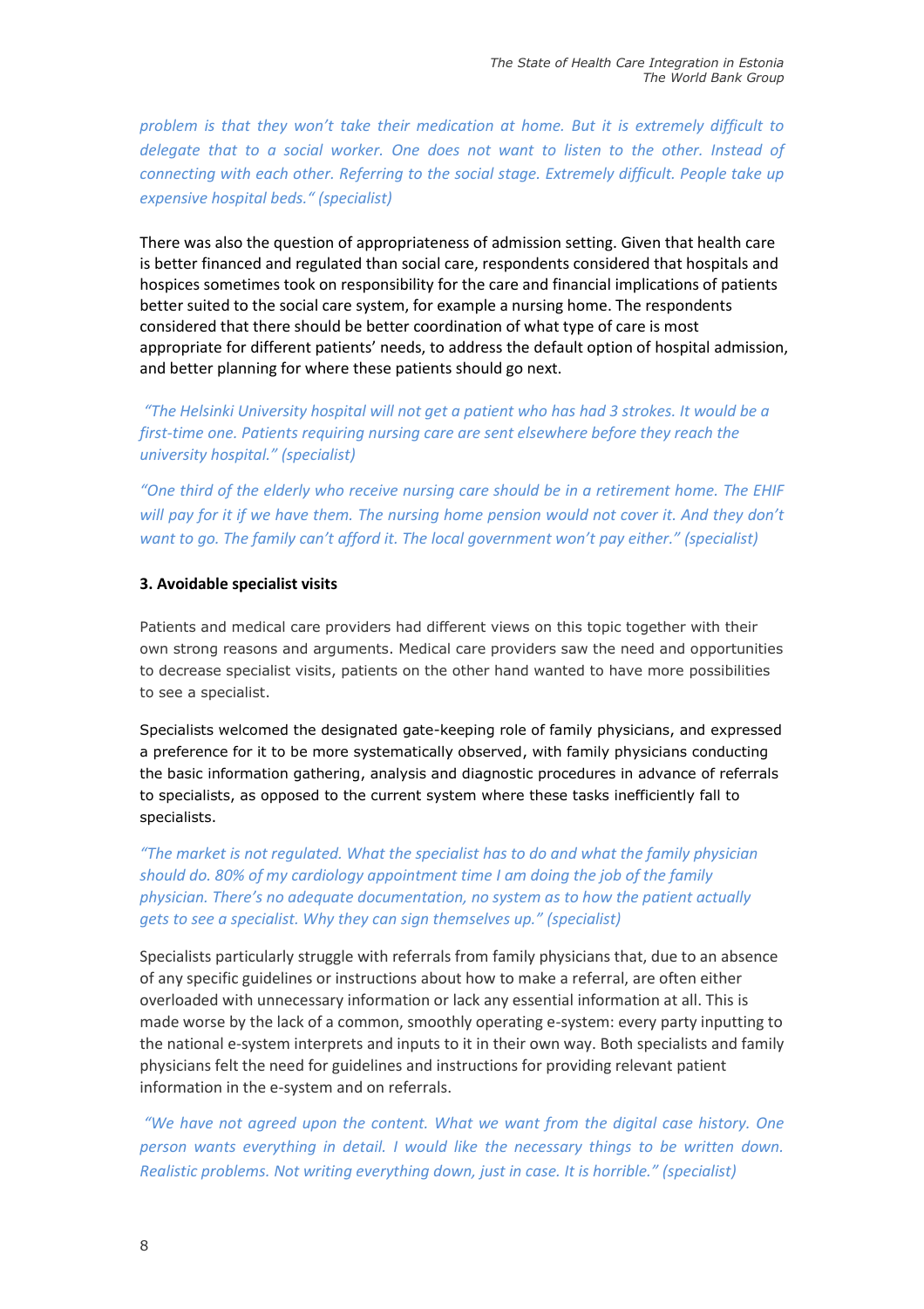*problem is that they won't take their medication at home. But it is extremely difficult to delegate that to a social worker. One does not want to listen to the other. Instead of connecting with each other. Referring to the social stage. Extremely difficult. People take up expensive hospital beds." (specialist)*

There was also the question of appropriateness of admission setting. Given that health care is better financed and regulated than social care, respondents considered that hospitals and hospices sometimes took on responsibility for the care and financial implications of patients better suited to the social care system, for example a nursing home. The respondents considered that there should be better coordination of what type of care is most appropriate for different patients' needs, to address the default option of hospital admission, and better planning for where these patients should go next.

*"The Helsinki University hospital will not get a patient who has had 3 strokes. It would be a first-time one. Patients requiring nursing care are sent elsewhere before they reach the university hospital." (specialist)*

*"One third of the elderly who receive nursing care should be in a retirement home. The EHIF will pay for it if we have them. The nursing home pension would not cover it. And they don't want to go. The family can't afford it. The local government won't pay either." (specialist)*

**3. Avoidable specialist visits**

Patients and medical care providers had different views on this topic together with their own strong reasons and arguments. Medical care providers saw the need and opportunities to decrease specialist visits, patients on the other hand wanted to have more possibilities to see a specialist.

Specialists welcomed the designated gate-keeping role of family physicians, and expressed a preference for it to be more systematically observed, with family physicians conducting the basic information gathering, analysis and diagnostic procedures in advance of referrals to specialists, as opposed to the current system where these tasks inefficiently fall to specialists.

*"The market is not regulated. What the specialist has to do and what the family physician should do. 80% of my cardiology appointment time I am doing the job of the family physician. There's no adequate documentation, no system as to how the patient actually gets to see a specialist. Why they can sign themselves up." (specialist)*

Specialists particularly struggle with referrals from family physicians that, due to an absence of any specific guidelines or instructions about how to make a referral, are often either overloaded with unnecessary information or lack any essential information at all. This is made worse by the lack of a common, smoothly operating e-system: every party inputting to the national e-system interprets and inputs to it in their own way. Both specialists and family physicians felt the need for guidelines and instructions for providing relevant patient information in the e-system and on referrals.

*"We have not agreed upon the content. What we want from the digital case history. One person wants everything in detail. I would like the necessary things to be written down. Realistic problems. Not writing everything down, just in case. It is horrible." (specialist)*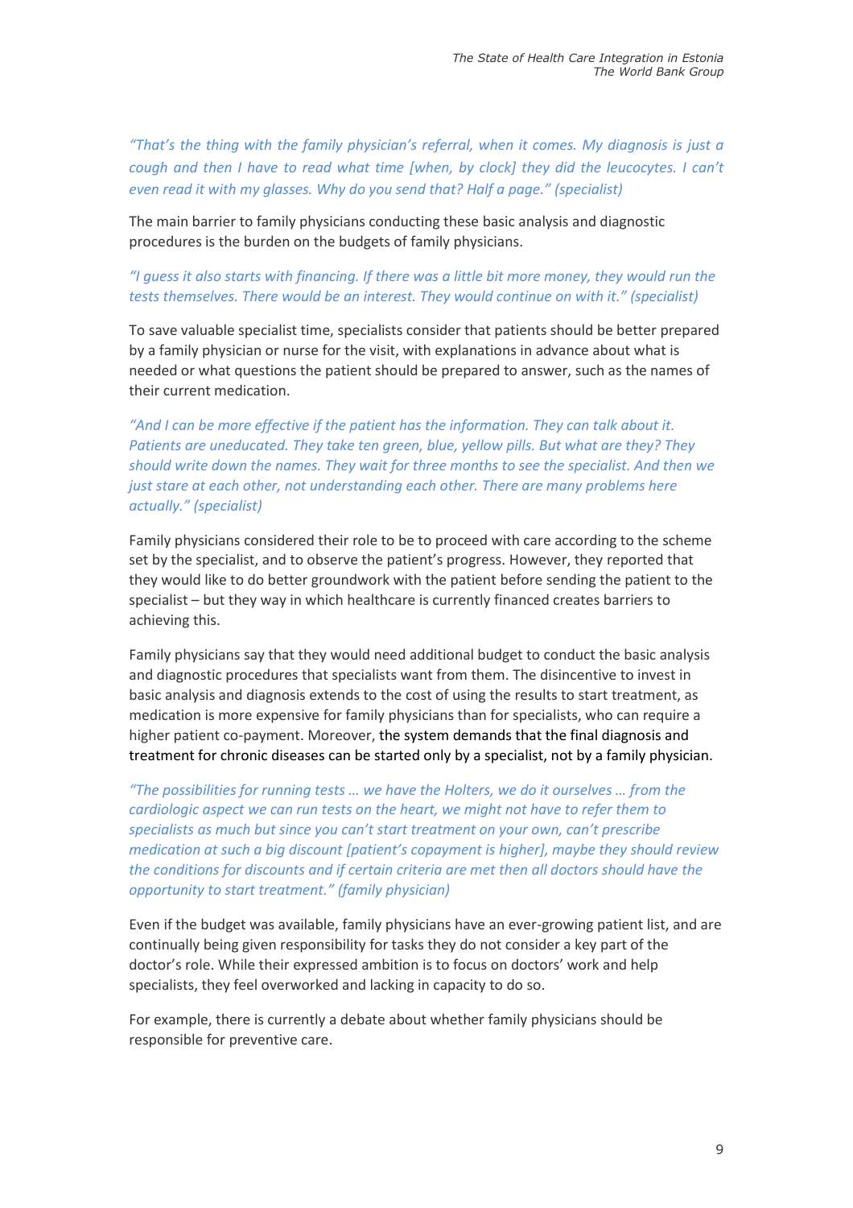*"That's the thing with the family physician's referral, when it comes. My diagnosis is just a cough and then I have to read what time [when, by clock] they did the leucocytes. I can't even read it with my glasses. Why do you send that? Half a page." (specialist)*

The main barrier to family physicians conducting these basic analysis and diagnostic procedures is the burden on the budgets of family physicians.

*"I guess it also starts with financing. If there was a little bit more money, they would run the tests themselves. There would be an interest. They would continue on with it." (specialist)*

To save valuable specialist time, specialists consider that patients should be better prepared by a family physician or nurse for the visit, with explanations in advance about what is needed or what questions the patient should be prepared to answer, such as the names of their current medication.

*"And I can be more effective if the patient has the information. They can talk about it. Patients are uneducated. They take ten green, blue, yellow pills. But what are they? They should write down the names. They wait for three months to see the specialist. And then we just stare at each other, not understanding each other. There are many problems here actually." (specialist)*

Family physicians considered their role to be to proceed with care according to the scheme set by the specialist, and to observe the patient's progress. However, they reported that they would like to do better groundwork with the patient before sending the patient to the specialist – but they way in which healthcare is currently financed creates barriers to achieving this.

Family physicians say that they would need additional budget to conduct the basic analysis and diagnostic procedures that specialists want from them. The disincentive to invest in basic analysis and diagnosis extends to the cost of using the results to start treatment, as medication is more expensive for family physicians than for specialists, who can require a higher patient co-payment. Moreover, the system demands that the final diagnosis and treatment for chronic diseases can be started only by a specialist, not by a family physician.

*"The possibilities for running tests … we have the Holters, we do it ourselves … from the cardiologic aspect we can run tests on the heart, we might not have to refer them to specialists as much but since you can't start treatment on your own, can't prescribe medication at such a big discount [patient's copayment is higher], maybe they should review the conditions for discounts and if certain criteria are met then all doctors should have the opportunity to start treatment." (family physician)*

Even if the budget was available, family physicians have an ever-growing patient list, and are continually being given responsibility for tasks they do not consider a key part of the doctor's role. While their expressed ambition is to focus on doctors' work and help specialists, they feel overworked and lacking in capacity to do so.

For example, there is currently a debate about whether family physicians should be responsible for preventive care.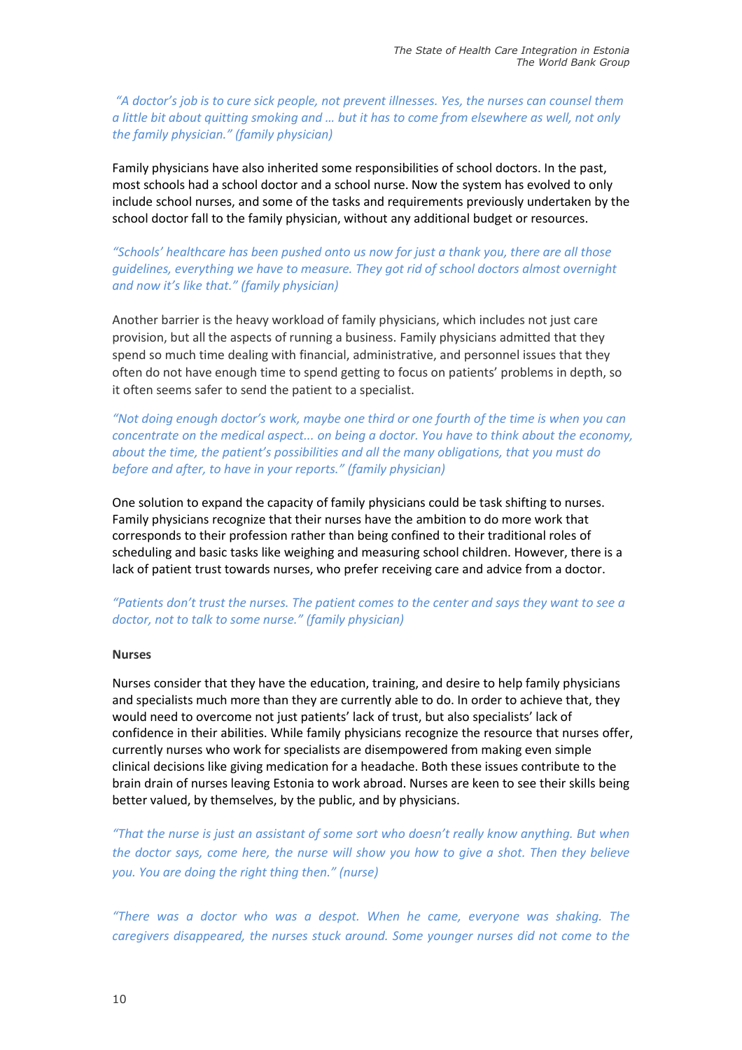*"A doctor's job is to cure sick people, not prevent illnesses. Yes, the nurses can counsel them a little bit about quitting smoking and … but it has to come from elsewhere as well, not only the family physician." (family physician)*

Family physicians have also inherited some responsibilities of school doctors. In the past, most schools had a school doctor and a school nurse. Now the system has evolved to only include school nurses, and some of the tasks and requirements previously undertaken by the school doctor fall to the family physician, without any additional budget or resources.

*"Schools' healthcare has been pushed onto us now for just a thank you, there are all those guidelines, everything we have to measure. They got rid of school doctors almost overnight and now it's like that." (family physician)*

Another barrier is the heavy workload of family physicians, which includes not just care provision, but all the aspects of running a business. Family physicians admitted that they spend so much time dealing with financial, administrative, and personnel issues that they often do not have enough time to spend getting to focus on patients' problems in depth, so it often seems safer to send the patient to a specialist.

*"Not doing enough doctor's work, maybe one third or one fourth of the time is when you can concentrate on the medical aspect... on being a doctor. You have to think about the economy, about the time, the patient's possibilities and all the many obligations, that you must do before and after, to have in your reports." (family physician)*

One solution to expand the capacity of family physicians could be task shifting to nurses. Family physicians recognize that their nurses have the ambition to do more work that corresponds to their profession rather than being confined to their traditional roles of scheduling and basic tasks like weighing and measuring school children. However, there is a lack of patient trust towards nurses, who prefer receiving care and advice from a doctor.

*"Patients don't trust the nurses. The patient comes to the center and says they want to see a doctor, not to talk to some nurse." (family physician)*

**Nurses**

Nurses consider that they have the education, training, and desire to help family physicians and specialists much more than they are currently able to do. In order to achieve that, they would need to overcome not just patients' lack of trust, but also specialists' lack of confidence in their abilities. While family physicians recognize the resource that nurses offer, currently nurses who work for specialists are disempowered from making even simple clinical decisions like giving medication for a headache. Both these issues contribute to the brain drain of nurses leaving Estonia to work abroad. Nurses are keen to see their skills being better valued, by themselves, by the public, and by physicians.

*"That the nurse is just an assistant of some sort who doesn't really know anything. But when the doctor says, come here, the nurse will show you how to give a shot. Then they believe you. You are doing the right thing then." (nurse)*

*"There was a doctor who was a despot. When he came, everyone was shaking. The caregivers disappeared, the nurses stuck around. Some younger nurses did not come to the*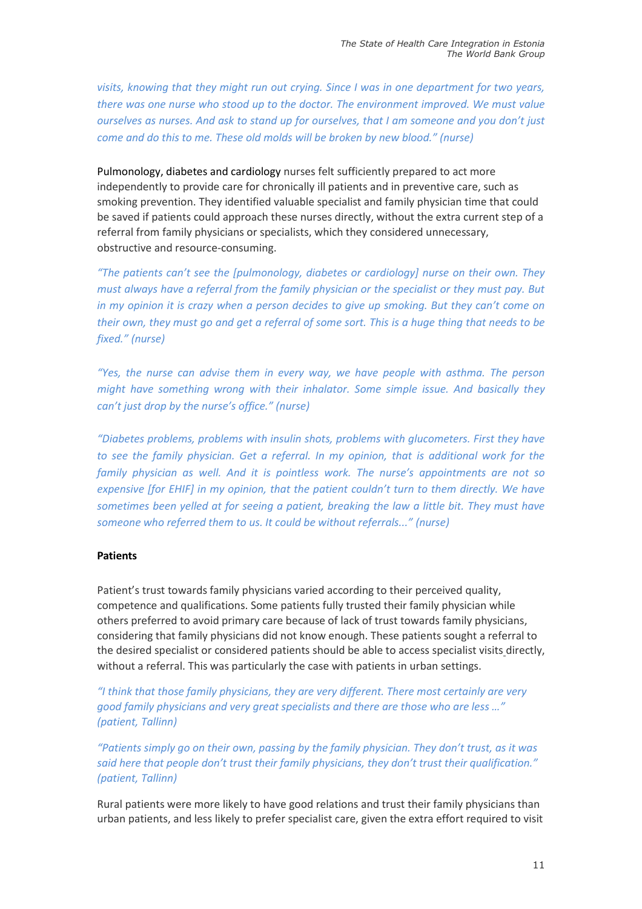*visits, knowing that they might run out crying. Since I was in one department for two years, there was one nurse who stood up to the doctor. The environment improved. We must value ourselves as nurses. And ask to stand up for ourselves, that I am someone and you don't just come and do this to me. These old molds will be broken by new blood." (nurse)*

Pulmonology, diabetes and cardiology nurses felt sufficiently prepared to act more independently to provide care for chronically ill patients and in preventive care, such as smoking prevention. They identified valuable specialist and family physician time that could be saved if patients could approach these nurses directly, without the extra current step of a referral from family physicians or specialists, which they considered unnecessary, obstructive and resource-consuming.

*"The patients can't see the [pulmonology, diabetes or cardiology] nurse on their own. They must always have a referral from the family physician or the specialist or they must pay. But in my opinion it is crazy when a person decides to give up smoking. But they can't come on their own, they must go and get a referral of some sort. This is a huge thing that needs to be fixed." (nurse)*

*"Yes, the nurse can advise them in every way, we have people with asthma. The person might have something wrong with their inhalator. Some simple issue. And basically they can't just drop by the nurse's office." (nurse)*

*"Diabetes problems, problems with insulin shots, problems with glucometers. First they have to see the family physician. Get a referral. In my opinion, that is additional work for the family physician as well. And it is pointless work. The nurse's appointments are not so expensive [for EHIF] in my opinion, that the patient couldn't turn to them directly. We have sometimes been yelled at for seeing a patient, breaking the law a little bit. They must have someone who referred them to us. It could be without referrals..." (nurse)*

**Patients**

Patient's trust towards family physicians varied according to their perceived quality, competence and qualifications. Some patients fully trusted their family physician while others preferred to avoid primary care because of lack of trust towards family physicians, considering that family physicians did not know enough. These patients sought a referral to the desired specialist or considered patients should be able to access specialist visits directly, without a referral. This was particularly the case with patients in urban settings.

*"I think that those family physicians, they are very different. There most certainly are very good family physicians and very great specialists and there are those who are less …" (patient, Tallinn)*

*"Patients simply go on their own, passing by the family physician. They don't trust, as it was said here that people don't trust their family physicians, they don't trust their qualification." (patient, Tallinn)*

Rural patients were more likely to have good relations and trust their family physicians than urban patients, and less likely to prefer specialist care, given the extra effort required to visit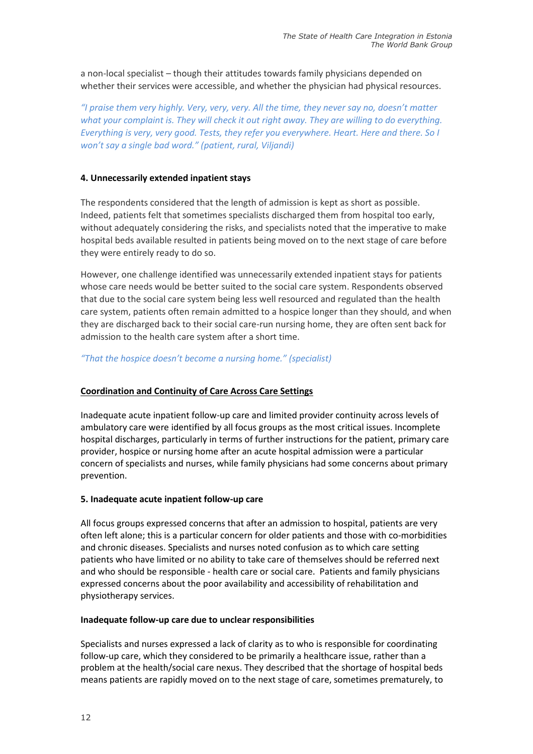a non-local specialist – though their attitudes towards family physicians depended on whether their services were accessible, and whether the physician had physical resources.

*"I praise them very highly. Very, very, very. All the time, they never say no, doesn't matter what your complaint is. They will check it out right away. They are willing to do everything. Everything is very, very good. Tests, they refer you everywhere. Heart. Here and there. So I won't say a single bad word." (patient, rural, Viljandi)*

#### 4. Unnecessarily extended inpatient stays

The respondents considered that the length of admission is kept as short as possible. Indeed, patients felt that sometimes specialists discharged them from hospital too early, without adequately considering the risks, and specialists noted that the imperative to make hospital beds available resulted in patients being moved on to the next stage of care before they were entirely ready to do so.

However, one challenge identified was unnecessarily extended inpatient stays for patients whose care needs would be better suited to the social care system. Respondents observed that due to the social care system being less well resourced and regulated than the health care system, patients often remain admitted to a hospice longer than they should, and when they are discharged back to their social care-run nursing home, they are often sent back for admission to the health care system after a short time.

*"That the hospice doesn't become a nursing home." (specialist)*

### Coordination and Continuity of Care Across Care Settings

Inadequate acute inpatient follow-up care and limited provider continuity across levels of ambulatory care were identified by all focus groups as the most critical issues. Incomplete hospital discharges, particularly in terms of further instructions for the patient, primary care provider, hospice or nursing home after an acute hospital admission were a particular concern of specialists and nurses, while family physicians had some concerns about primary prevention.

#### 5. Inadequate acute inpatient follow-up care

All focus groups expressed concerns that after an admission to hospital, patients are very often left alone; this is a particular concern for older patients and those with co-morbidities and chronic diseases. Specialists and nurses noted confusion as to which care setting patients who have limited or no ability to take care of themselves should be referred next and who should be responsible - health care or social care. Patients and family physicians expressed concerns about the poor availability and accessibility of rehabilitation and physiotherapy services.

#### Inadequate follow-up care due to unclear responsibilities

Specialists and nurses expressed a lack of clarity as to who is responsible for coordinating follow-up care, which they considered to be primarily a healthcare issue, rather than a problem at the health/social care nexus. They described that the shortage of hospital beds means patients are rapidly moved on to the next stage of care, sometimes prematurely, to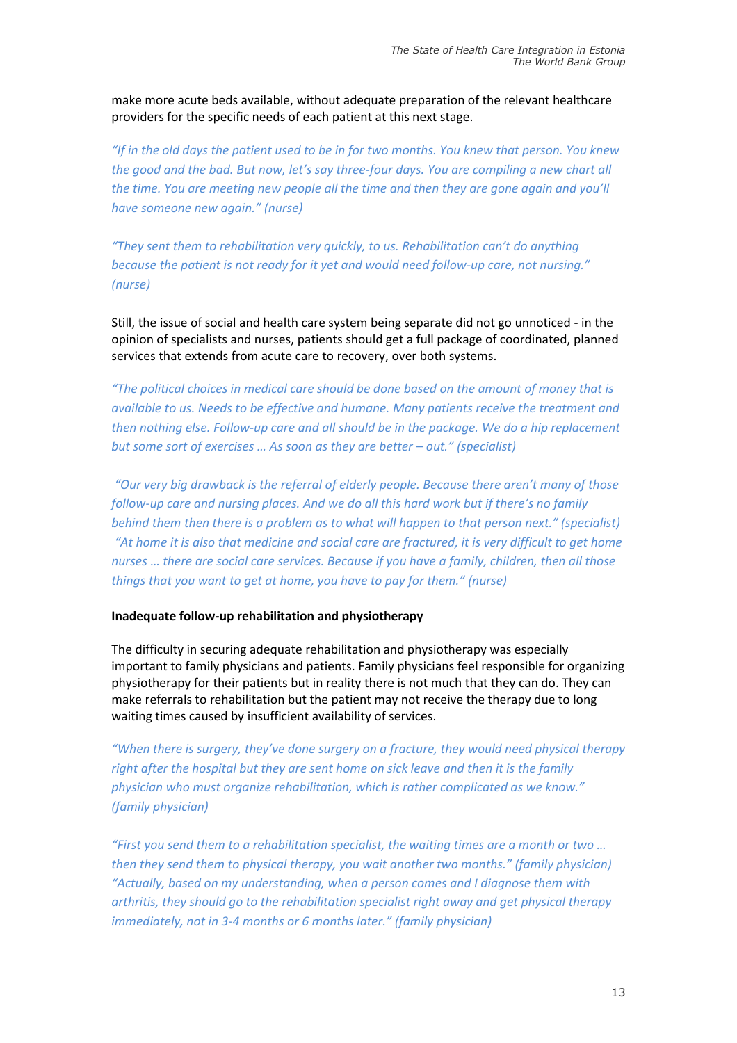make more acute beds available, without adequate preparation of the relevant healthcare providers for the specific needs of each patient at this next stage.

*"If in the old days the patient used to be in for two months. You knew that person. You knew the good and the bad. But now, let's say three-four days. You are compiling a new chart all the time. You are meeting new people all the time and then they are gone again and you'll have someone new again." (nurse)*

*"They sent them to rehabilitation very quickly, to us. Rehabilitation can't do anything because the patient is not ready for it yet and would need follow-up care, not nursing." (nurse)*

Still, the issue of social and health care system being separate did not go unnoticed - in the opinion of specialists and nurses, patients should get a full package of coordinated, planned services that extends from acute care to recovery, over both systems.

*"The political choices in medical care should be done based on the amount of money that is available to us. Needs to be effective and humane. Many patients receive the treatment and then nothing else. Follow-up care and all should be in the package. We do a hip replacement but some sort of exercises … As soon as they are better – out." (specialist)*

*"Our very big drawback is the referral of elderly people. Because there aren't many of those follow-up care and nursing places. And we do all this hard work but if there's no family behind them then there is a problem as to what will happen to that person next." (specialist)*
*"At home it is also that medicine and social care are fractured, it is very difficult to get home nurses … there are social care services. Because if you have a family, children, then all those things that you want to get at home, you have to pay for them." (nurse)*

**Inadequate follow-up rehabilitation and physiotherapy**

The difficulty in securing adequate rehabilitation and physiotherapy was especially important to family physicians and patients. Family physicians feel responsible for organizing physiotherapy for their patients but in reality there is not much that they can do. They can make referrals to rehabilitation but the patient may not receive the therapy due to long waiting times caused by insufficient availability of services.

*"When there is surgery, they've done surgery on a fracture, they would need physical therapy right after the hospital but they are sent home on sick leave and then it is the family physician who must organize rehabilitation, which is rather complicated as we know." (family physician)*

*"First you send them to a rehabilitation specialist, the waiting times are a month or two … then they send them to physical therapy, you wait another two months." (family physician)*
*"Actually, based on my understanding, when a person comes and I diagnose them with arthritis, they should go to the rehabilitation specialist right away and get physical therapy immediately, not in 3-4 months or 6 months later." (family physician)*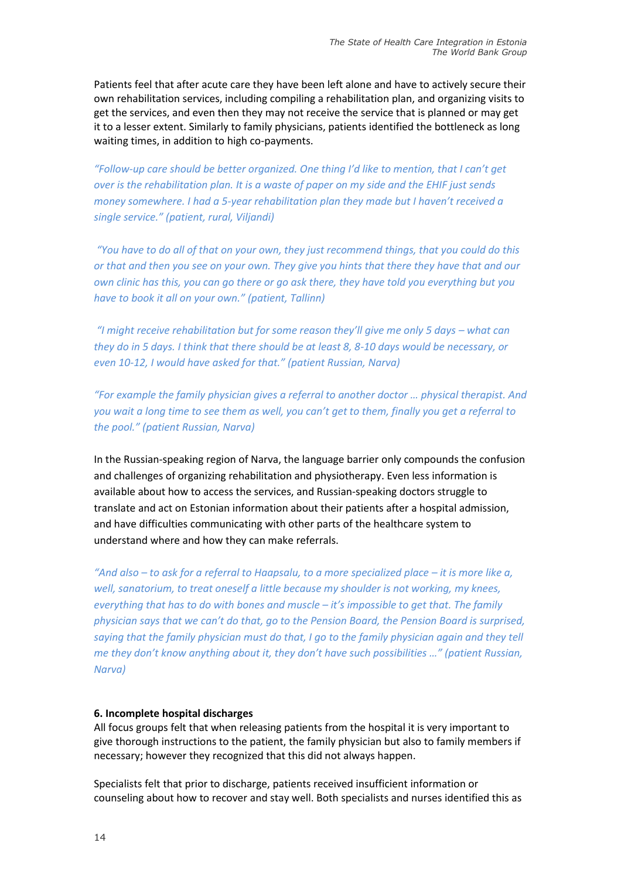Patients feel that after acute care they have been left alone and have to actively secure their own rehabilitation services, including compiling a rehabilitation plan, and organizing visits to get the services, and even then they may not receive the service that is planned or may get it to a lesser extent. Similarly to family physicians, patients identified the bottleneck as long waiting times, in addition to high co-payments.

*"Follow-up care should be better organized. One thing I'd like to mention, that I can't get over is the rehabilitation plan. It is a waste of paper on my side and the EHIF just sends money somewhere. I had a 5-year rehabilitation plan they made but I haven't received a single service." (patient, rural, Viljandi)*

*"You have to do all of that on your own, they just recommend things, that you could do this or that and then you see on your own. They give you hints that there they have that and our own clinic has this, you can go there or go ask there, they have told you everything but you have to book it all on your own." (patient, Tallinn)*

*"I might receive rehabilitation but for some reason they'll give me only 5 days – what can they do in 5 days. I think that there should be at least 8, 8-10 days would be necessary, or even 10-12, I would have asked for that." (patient Russian, Narva)*

*"For example the family physician gives a referral to another doctor … physical therapist. And you wait a long time to see them as well, you can't get to them, finally you get a referral to the pool." (patient Russian, Narva)*

In the Russian-speaking region of Narva, the language barrier only compounds the confusion and challenges of organizing rehabilitation and physiotherapy. Even less information is available about how to access the services, and Russian-speaking doctors struggle to translate and act on Estonian information about their patients after a hospital admission, and have difficulties communicating with other parts of the healthcare system to understand where and how they can make referrals.

*"And also – to ask for a referral to Haapsalu, to a more specialized place – it is more like a, well, sanatorium, to treat oneself a little because my shoulder is not working, my knees, everything that has to do with bones and muscle – it's impossible to get that. The family physician says that we can't do that, go to the Pension Board, the Pension Board is surprised, saying that the family physician must do that, I go to the family physician again and they tell me they don't know anything about it, they don't have such possibilities …" (patient Russian, Narva)*

**6. Incomplete hospital discharges**

All focus groups felt that when releasing patients from the hospital it is very important to give thorough instructions to the patient, the family physician but also to family members if necessary; however they recognized that this did not always happen.

Specialists felt that prior to discharge, patients received insufficient information or counseling about how to recover and stay well. Both specialists and nurses identified this as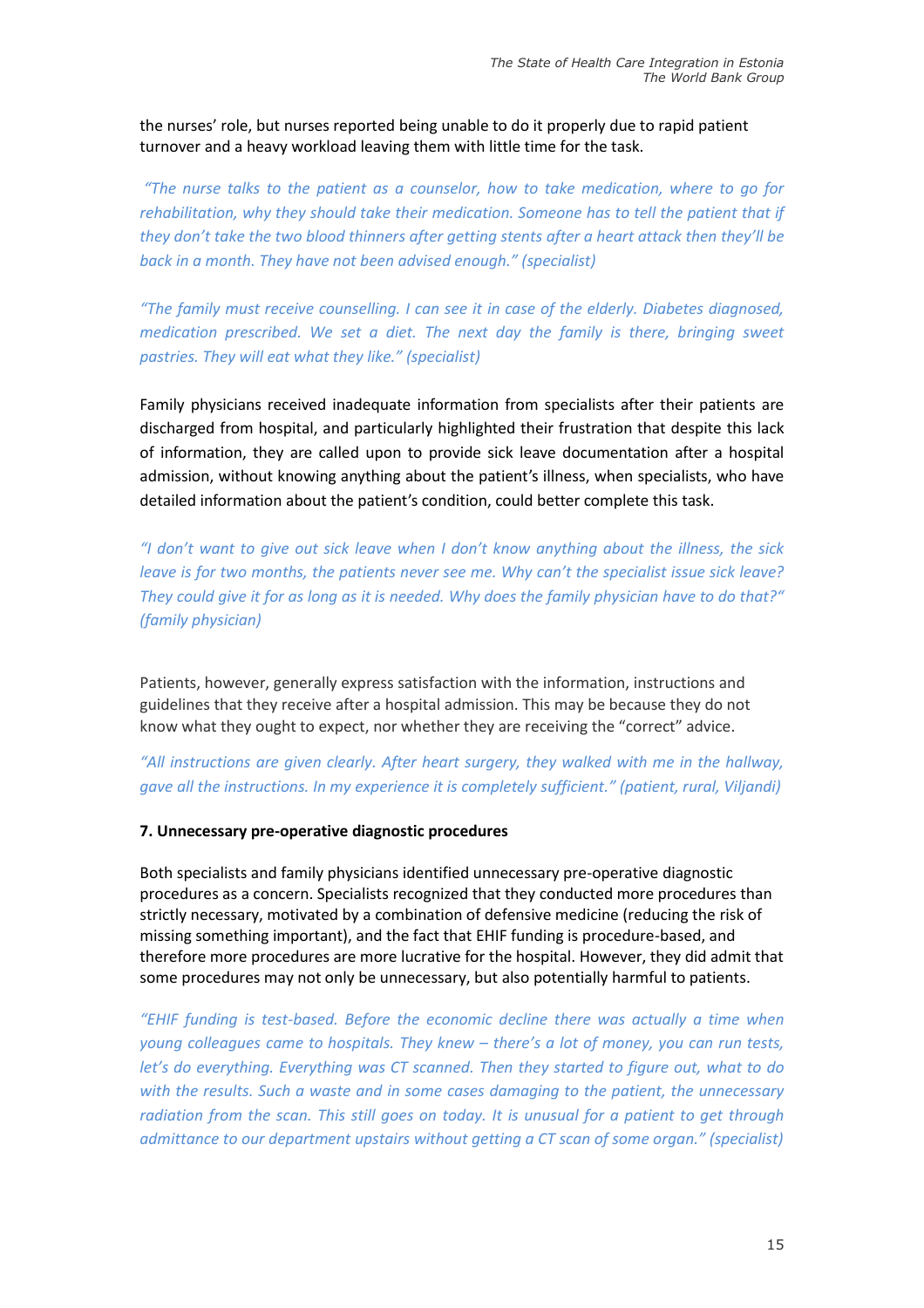the nurses' role, but nurses reported being unable to do it properly due to rapid patient turnover and a heavy workload leaving them with little time for the task.

*"The nurse talks to the patient as a counselor, how to take medication, where to go for rehabilitation, why they should take their medication. Someone has to tell the patient that if they don't take the two blood thinners after getting stents after a heart attack then they'll be back in a month. They have not been advised enough." (specialist)*

*"The family must receive counselling. I can see it in case of the elderly. Diabetes diagnosed, medication prescribed. We set a diet. The next day the family is there, bringing sweet pastries. They will eat what they like." (specialist)*

Family physicians received inadequate information from specialists after their patients are discharged from hospital, and particularly highlighted their frustration that despite this lack of information, they are called upon to provide sick leave documentation after a hospital admission, without knowing anything about the patient's illness, when specialists, who have detailed information about the patient's condition, could better complete this task.

*"I don't want to give out sick leave when I don't know anything about the illness, the sick leave is for two months, the patients never see me. Why can't the specialist issue sick leave? They could give it for as long as it is needed. Why does the family physician have to do that?" (family physician)*

Patients, however, generally express satisfaction with the information, instructions and guidelines that they receive after a hospital admission. This may be because they do not know what they ought to expect, nor whether they are receiving the "correct" advice.

*"All instructions are given clearly. After heart surgery, they walked with me in the hallway, gave all the instructions. In my experience it is completely sufficient." (patient, rural, Viljandi)*

**7. Unnecessary pre-operative diagnostic procedures**

Both specialists and family physicians identified unnecessary pre-operative diagnostic procedures as a concern. Specialists recognized that they conducted more procedures than strictly necessary, motivated by a combination of defensive medicine (reducing the risk of missing something important), and the fact that EHIF funding is procedure-based, and therefore more procedures are more lucrative for the hospital. However, they did admit that some procedures may not only be unnecessary, but also potentially harmful to patients.

*"EHIF funding is test-based. Before the economic decline there was actually a time when young colleagues came to hospitals. They knew – there's a lot of money, you can run tests, let's do everything. Everything was CT scanned. Then they started to figure out, what to do with the results. Such a waste and in some cases damaging to the patient, the unnecessary radiation from the scan. This still goes on today. It is unusual for a patient to get through admittance to our department upstairs without getting a CT scan of some organ." (specialist)*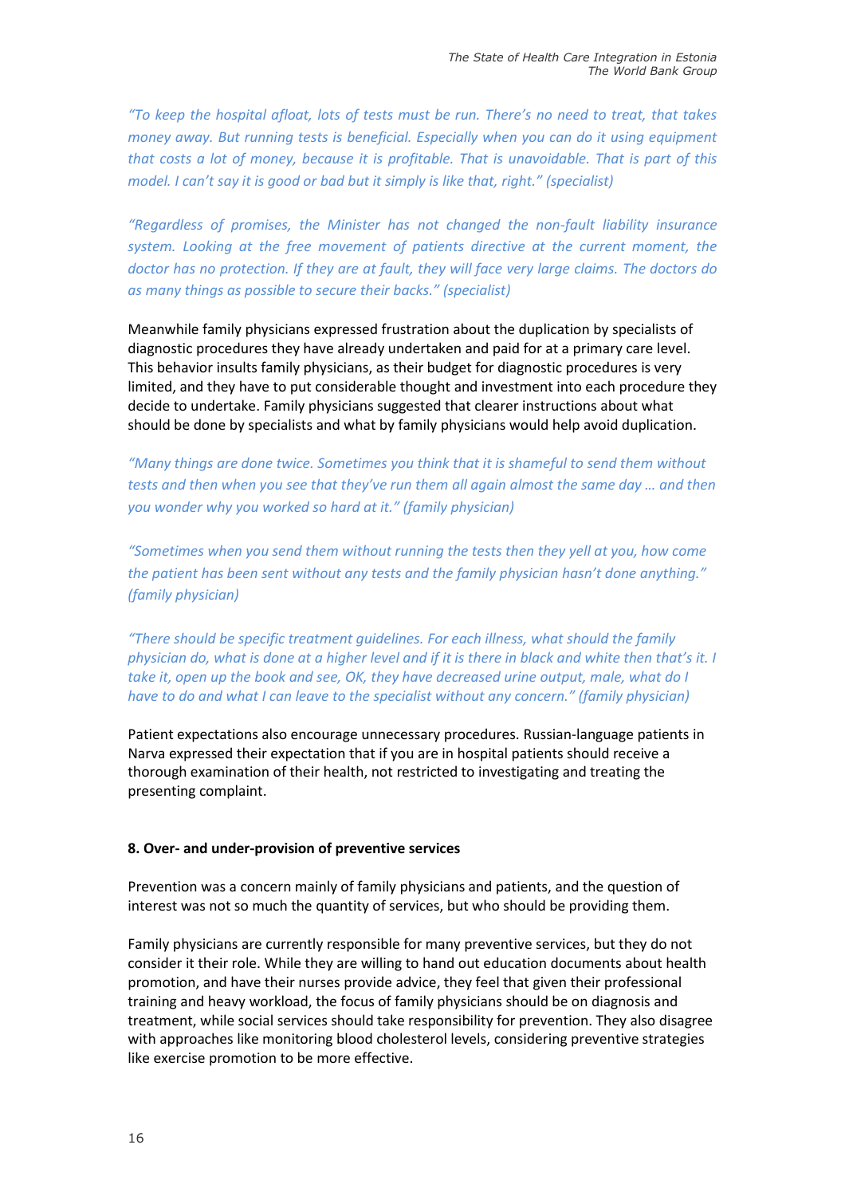*"To keep the hospital afloat, lots of tests must be run. There's no need to treat, that takes money away. But running tests is beneficial. Especially when you can do it using equipment that costs a lot of money, because it is profitable. That is unavoidable. That is part of this model. I can't say it is good or bad but it simply is like that, right." (specialist)*

*"Regardless of promises, the Minister has not changed the non-fault liability insurance system. Looking at the free movement of patients directive at the current moment, the doctor has no protection. If they are at fault, they will face very large claims. The doctors do as many things as possible to secure their backs." (specialist)*

Meanwhile family physicians expressed frustration about the duplication by specialists of diagnostic procedures they have already undertaken and paid for at a primary care level. This behavior insults family physicians, as their budget for diagnostic procedures is very limited, and they have to put considerable thought and investment into each procedure they decide to undertake. Family physicians suggested that clearer instructions about what should be done by specialists and what by family physicians would help avoid duplication.

*"Many things are done twice. Sometimes you think that it is shameful to send them without tests and then when you see that they've run them all again almost the same day … and then you wonder why you worked so hard at it." (family physician)*

*"Sometimes when you send them without running the tests then they yell at you, how come the patient has been sent without any tests and the family physician hasn't done anything." (family physician)*

*"There should be specific treatment guidelines. For each illness, what should the family physician do, what is done at a higher level and if it is there in black and white then that's it. I take it, open up the book and see, OK, they have decreased urine output, male, what do I have to do and what I can leave to the specialist without any concern." (family physician)*

Patient expectations also encourage unnecessary procedures. Russian-language patients in Narva expressed their expectation that if you are in hospital patients should receive a thorough examination of their health, not restricted to investigating and treating the presenting complaint.

**8. Over- and under-provision of preventive services**

Prevention was a concern mainly of family physicians and patients, and the question of interest was not so much the quantity of services, but who should be providing them.

Family physicians are currently responsible for many preventive services, but they do not consider it their role. While they are willing to hand out education documents about health promotion, and have their nurses provide advice, they feel that given their professional training and heavy workload, the focus of family physicians should be on diagnosis and treatment, while social services should take responsibility for prevention. They also disagree with approaches like monitoring blood cholesterol levels, considering preventive strategies like exercise promotion to be more effective.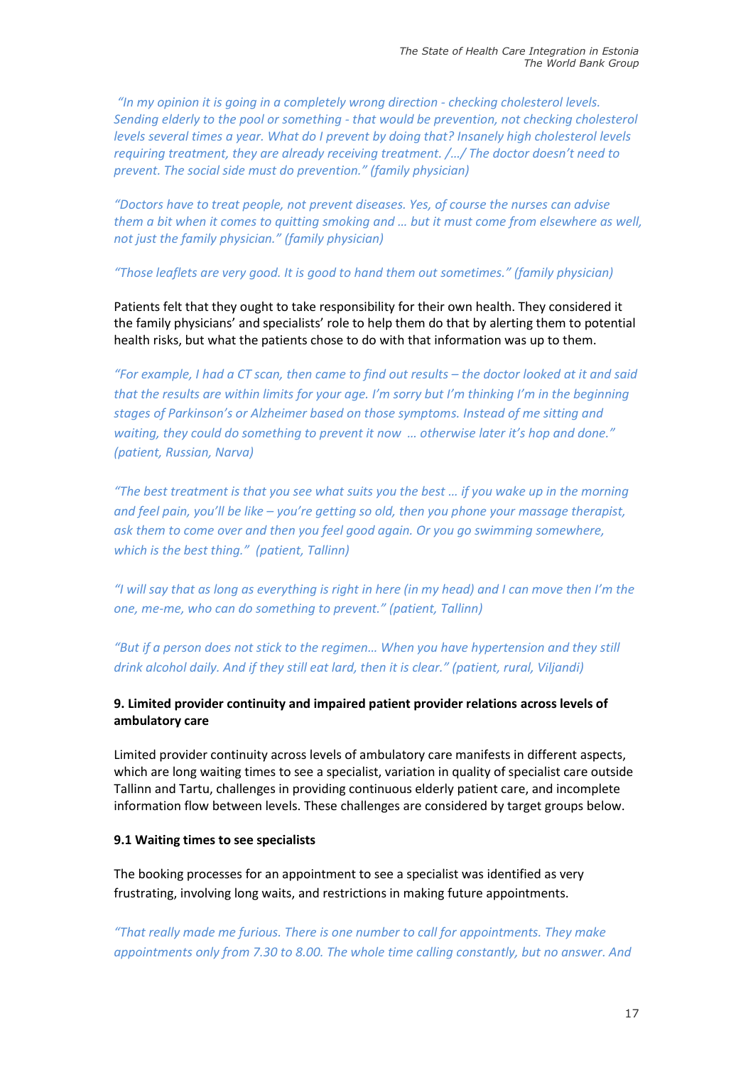*"In my opinion it is going in a completely wrong direction - checking cholesterol levels. Sending elderly to the pool or something - that would be prevention, not checking cholesterol levels several times a year. What do I prevent by doing that? Insanely high cholesterol levels requiring treatment, they are already receiving treatment. /…/ The doctor doesn't need to prevent. The social side must do prevention." (family physician)*

*"Doctors have to treat people, not prevent diseases. Yes, of course the nurses can advise them a bit when it comes to quitting smoking and … but it must come from elsewhere as well, not just the family physician." (family physician)*

*"Those leaflets are very good. It is good to hand them out sometimes." (family physician)*

Patients felt that they ought to take responsibility for their own health. They considered it the family physicians' and specialists' role to help them do that by alerting them to potential health risks, but what the patients chose to do with that information was up to them.

*"For example, I had a CT scan, then came to find out results – the doctor looked at it and said that the results are within limits for your age. I'm sorry but I'm thinking I'm in the beginning stages of Parkinson's or Alzheimer based on those symptoms. Instead of me sitting and waiting, they could do something to prevent it now … otherwise later it's hop and done." (patient, Russian, Narva)*

*"The best treatment is that you see what suits you the best … if you wake up in the morning and feel pain, you'll be like – you're getting so old, then you phone your massage therapist, ask them to come over and then you feel good again. Or you go swimming somewhere, which is the best thing." (patient, Tallinn)*

*"I will say that as long as everything is right in here (in my head) and I can move then I'm the one, me-me, who can do something to prevent." (patient, Tallinn)*

*"But if a person does not stick to the regimen… When you have hypertension and they still drink alcohol daily. And if they still eat lard, then it is clear." (patient, rural, Viljandi)*

### 9. Limited provider continuity and impaired patient provider relations across levels of ambulatory care

Limited provider continuity across levels of ambulatory care manifests in different aspects, which are long waiting times to see a specialist, variation in quality of specialist care outside Tallinn and Tartu, challenges in providing continuous elderly patient care, and incomplete information flow between levels. These challenges are considered by target groups below.

#### 9.1 Waiting times to see specialists

The booking processes for an appointment to see a specialist was identified as very frustrating, involving long waits, and restrictions in making future appointments.

*"That really made me furious. There is one number to call for appointments. They make appointments only from 7.30 to 8.00. The whole time calling constantly, but no answer. And*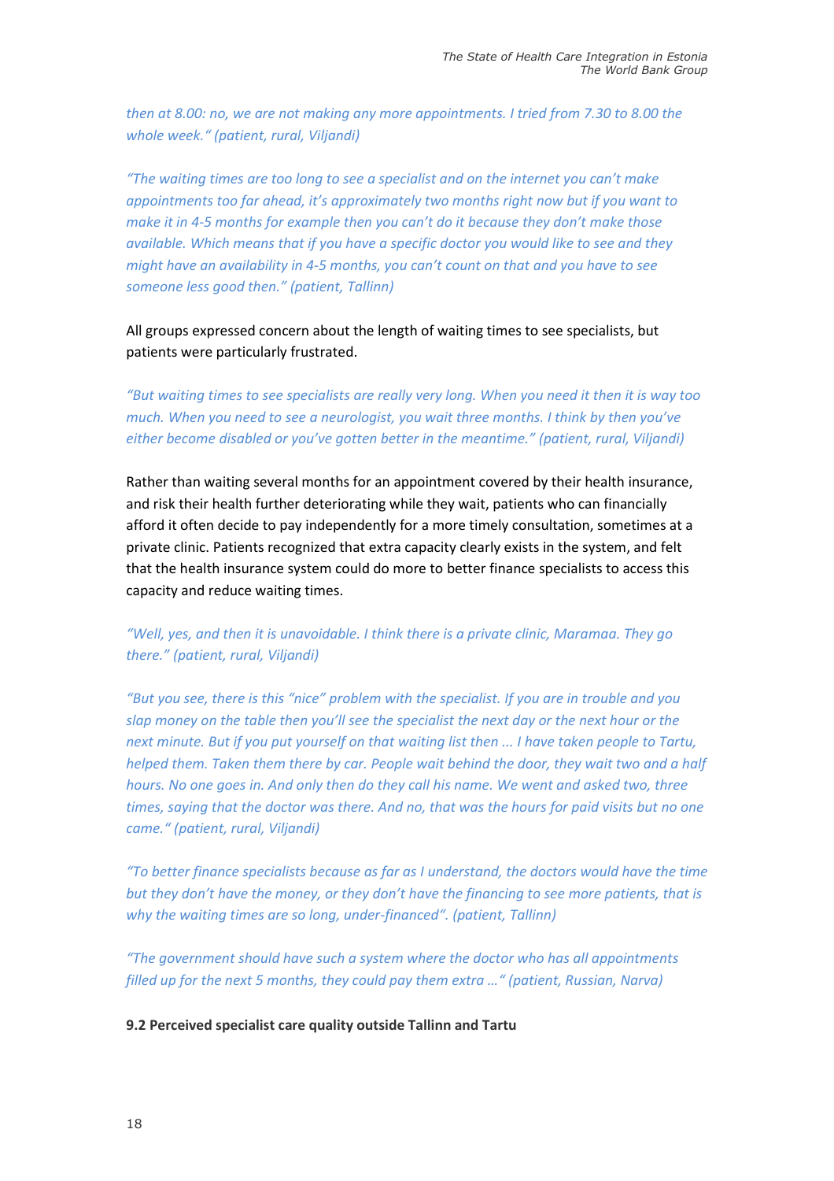*then at 8.00: no, we are not making any more appointments. I tried from 7.30 to 8.00 the whole week." (patient, rural, Viljandi)*

*"The waiting times are too long to see a specialist and on the internet you can't make appointments too far ahead, it's approximately two months right now but if you want to make it in 4-5 months for example then you can't do it because they don't make those available. Which means that if you have a specific doctor you would like to see and they might have an availability in 4-5 months, you can't count on that and you have to see someone less good then." (patient, Tallinn)*

All groups expressed concern about the length of waiting times to see specialists, but patients were particularly frustrated.

*"But waiting times to see specialists are really very long. When you need it then it is way too much. When you need to see a neurologist, you wait three months. I think by then you've either become disabled or you've gotten better in the meantime." (patient, rural, Viljandi)*

Rather than waiting several months for an appointment covered by their health insurance, and risk their health further deteriorating while they wait, patients who can financially afford it often decide to pay independently for a more timely consultation, sometimes at a private clinic. Patients recognized that extra capacity clearly exists in the system, and felt that the health insurance system could do more to better finance specialists to access this capacity and reduce waiting times.

*"Well, yes, and then it is unavoidable. I think there is a private clinic, Maramaa. They go there." (patient, rural, Viljandi)*

*"But you see, there is this "nice" problem with the specialist. If you are in trouble and you slap money on the table then you'll see the specialist the next day or the next hour or the next minute. But if you put yourself on that waiting list then ... I have taken people to Tartu, helped them. Taken them there by car. People wait behind the door, they wait two and a half hours. No one goes in. And only then do they call his name. We went and asked two, three times, saying that the doctor was there. And no, that was the hours for paid visits but no one came." (patient, rural, Viljandi)*

*"To better finance specialists because as far as I understand, the doctors would have the time but they don't have the money, or they don't have the financing to see more patients, that is why the waiting times are so long, under-financed". (patient, Tallinn)*

*"The government should have such a system where the doctor who has all appointments filled up for the next 5 months, they could pay them extra ..." (patient, Russian, Narva)*

### 9.2 Perceived specialist care quality outside Tallinn and Tartu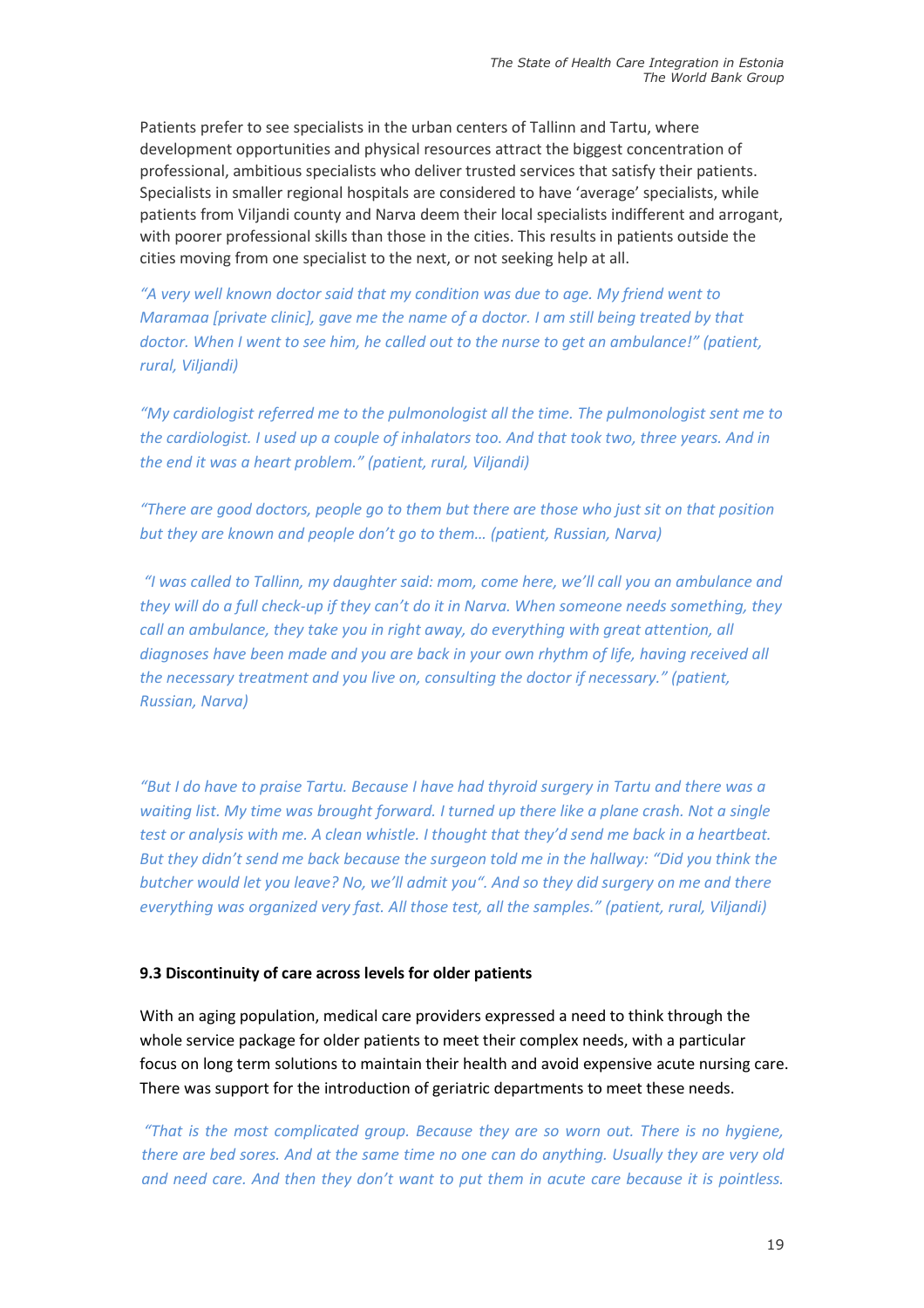Patients prefer to see specialists in the urban centers of Tallinn and Tartu, where development opportunities and physical resources attract the biggest concentration of professional, ambitious specialists who deliver trusted services that satisfy their patients. Specialists in smaller regional hospitals are considered to have 'average' specialists, while patients from Viljandi county and Narva deem their local specialists indifferent and arrogant, with poorer professional skills than those in the cities. This results in patients outside the cities moving from one specialist to the next, or not seeking help at all.

*"A very well known doctor said that my condition was due to age. My friend went to Maramaa [private clinic], gave me the name of a doctor. I am still being treated by that doctor. When I went to see him, he called out to the nurse to get an ambulance!" (patient, rural, Viljandi)*

*"My cardiologist referred me to the pulmonologist all the time. The pulmonologist sent me to the cardiologist. I used up a couple of inhalators too. And that took two, three years. And in the end it was a heart problem." (patient, rural, Viljandi)*

*"There are good doctors, people go to them but there are those who just sit on that position but they are known and people don't go to them… (patient, Russian, Narva)*

*"I was called to Tallinn, my daughter said: mom, come here, we'll call you an ambulance and they will do a full check-up if they can't do it in Narva. When someone needs something, they call an ambulance, they take you in right away, do everything with great attention, all diagnoses have been made and you are back in your own rhythm of life, having received all the necessary treatment and you live on, consulting the doctor if necessary." (patient, Russian, Narva)*

*"But I do have to praise Tartu. Because I have had thyroid surgery in Tartu and there was a waiting list. My time was brought forward. I turned up there like a plane crash. Not a single test or analysis with me. A clean whistle. I thought that they'd send me back in a heartbeat. But they didn't send me back because the surgeon told me in the hallway: "Did you think the butcher would let you leave? No, we'll admit you". And so they did surgery on me and there everything was organized very fast. All those test, all the samples." (patient, rural, Viljandi)*

### 9.3 Discontinuity of care across levels for older patients

With an aging population, medical care providers expressed a need to think through the whole service package for older patients to meet their complex needs, with a particular focus on long term solutions to maintain their health and avoid expensive acute nursing care. There was support for the introduction of geriatric departments to meet these needs.

*"That is the most complicated group. Because they are so worn out. There is no hygiene, there are bed sores. And at the same time no one can do anything. Usually they are very old and need care. And then they don't want to put them in acute care because it is pointless.*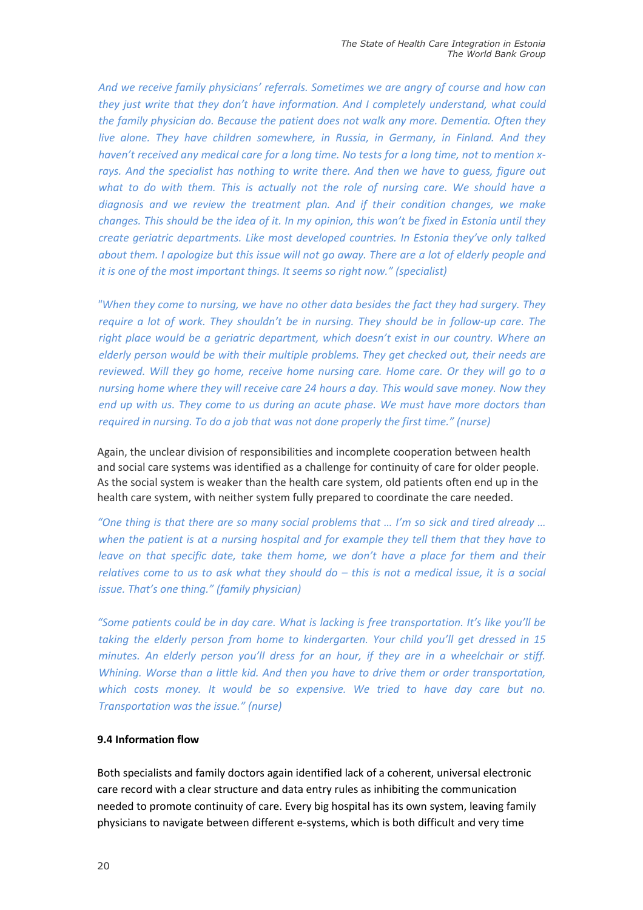*And we receive family physicians' referrals. Sometimes we are angry of course and how can they just write that they don't have information. And I completely understand, what could the family physician do. Because the patient does not walk any more. Dementia. Often they live alone. They have children somewhere, in Russia, in Germany, in Finland. And they haven't received any medical care for a long time. No tests for a long time, not to mention x-rays. And the specialist has nothing to write there. And then we have to guess, figure out what to do with them. This is actually not the role of nursing care. We should have a diagnosis and we review the treatment plan. And if their condition changes, we make changes. This should be the idea of it. In my opinion, this won't be fixed in Estonia until they create geriatric departments. Like most developed countries. In Estonia they've only talked about them. I apologize but this issue will not go away. There are a lot of elderly people and it is one of the most important things. It seems so right now." (specialist)*

*"When they come to nursing, we have no other data besides the fact they had surgery. They require a lot of work. They shouldn't be in nursing. They should be in follow-up care. The right place would be a geriatric department, which doesn't exist in our country. Where an elderly person would be with their multiple problems. They get checked out, their needs are reviewed. Will they go home, receive home nursing care. Home care. Or they will go to a nursing home where they will receive care 24 hours a day. This would save money. Now they end up with us. They come to us during an acute phase. We must have more doctors than required in nursing. To do a job that was not done properly the first time." (nurse)*

Again, the unclear division of responsibilities and incomplete cooperation between health and social care systems was identified as a challenge for continuity of care for older people. As the social system is weaker than the health care system, old patients often end up in the health care system, with neither system fully prepared to coordinate the care needed.

*"One thing is that there are so many social problems that … I'm so sick and tired already … when the patient is at a nursing hospital and for example they tell them that they have to leave on that specific date, take them home, we don't have a place for them and their relatives come to us to ask what they should do – this is not a medical issue, it is a social issue. That's one thing." (family physician)*

*"Some patients could be in day care. What is lacking is free transportation. It's like you'll be taking the elderly person from home to kindergarten. Your child you'll get dressed in 15 minutes. An elderly person you'll dress for an hour, if they are in a wheelchair or stiff. Whining. Worse than a little kid. And then you have to drive them or order transportation, which costs money. It would be so expensive. We tried to have day care but no. Transportation was the issue." (nurse)*

### 9.4 Information flow

Both specialists and family doctors again identified lack of a coherent, universal electronic care record with a clear structure and data entry rules as inhibiting the communication needed to promote continuity of care. Every big hospital has its own system, leaving family physicians to navigate between different e-systems, which is both difficult and very time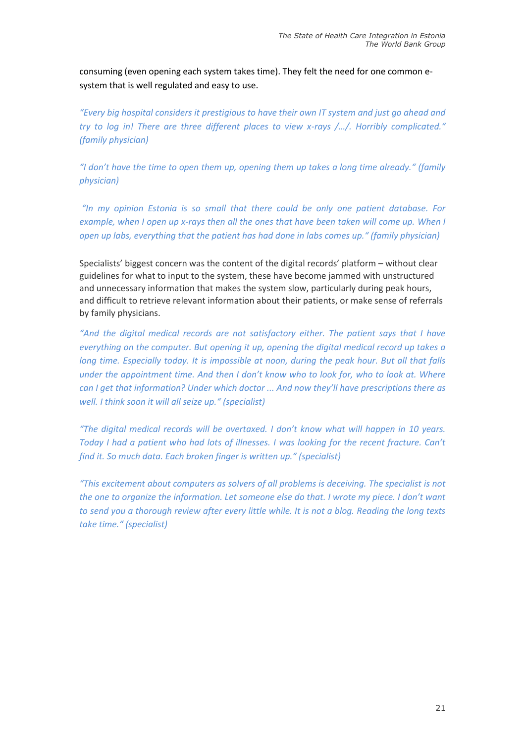consuming (even opening each system takes time). They felt the need for one common e-system that is well regulated and easy to use.

*"Every big hospital considers it prestigious to have their own IT system and just go ahead and try to log in! There are three different places to view x-rays /…/. Horribly complicated." (family physician)*

*"I don't have the time to open them up, opening them up takes a long time already." (family physician)*

*"In my opinion Estonia is so small that there could be only one patient database. For example, when I open up x-rays then all the ones that have been taken will come up. When I open up labs, everything that the patient has had done in labs comes up." (family physician)*

Specialists' biggest concern was the content of the digital records' platform – without clear guidelines for what to input to the system, these have become jammed with unstructured and unnecessary information that makes the system slow, particularly during peak hours, and difficult to retrieve relevant information about their patients, or make sense of referrals by family physicians.

*"And the digital medical records are not satisfactory either. The patient says that I have everything on the computer. But opening it up, opening the digital medical record up takes a long time. Especially today. It is impossible at noon, during the peak hour. But all that falls under the appointment time. And then I don't know who to look for, who to look at. Where can I get that information? Under which doctor ... And now they'll have prescriptions there as well. I think soon it will all seize up." (specialist)*

*"The digital medical records will be overtaxed. I don't know what will happen in 10 years. Today I had a patient who had lots of illnesses. I was looking for the recent fracture. Can't find it. So much data. Each broken finger is written up." (specialist)*

*"This excitement about computers as solvers of all problems is deceiving. The specialist is not the one to organize the information. Let someone else do that. I wrote my piece. I don't want to send you a thorough review after every little while. It is not a blog. Reading the long texts take time." (specialist)*